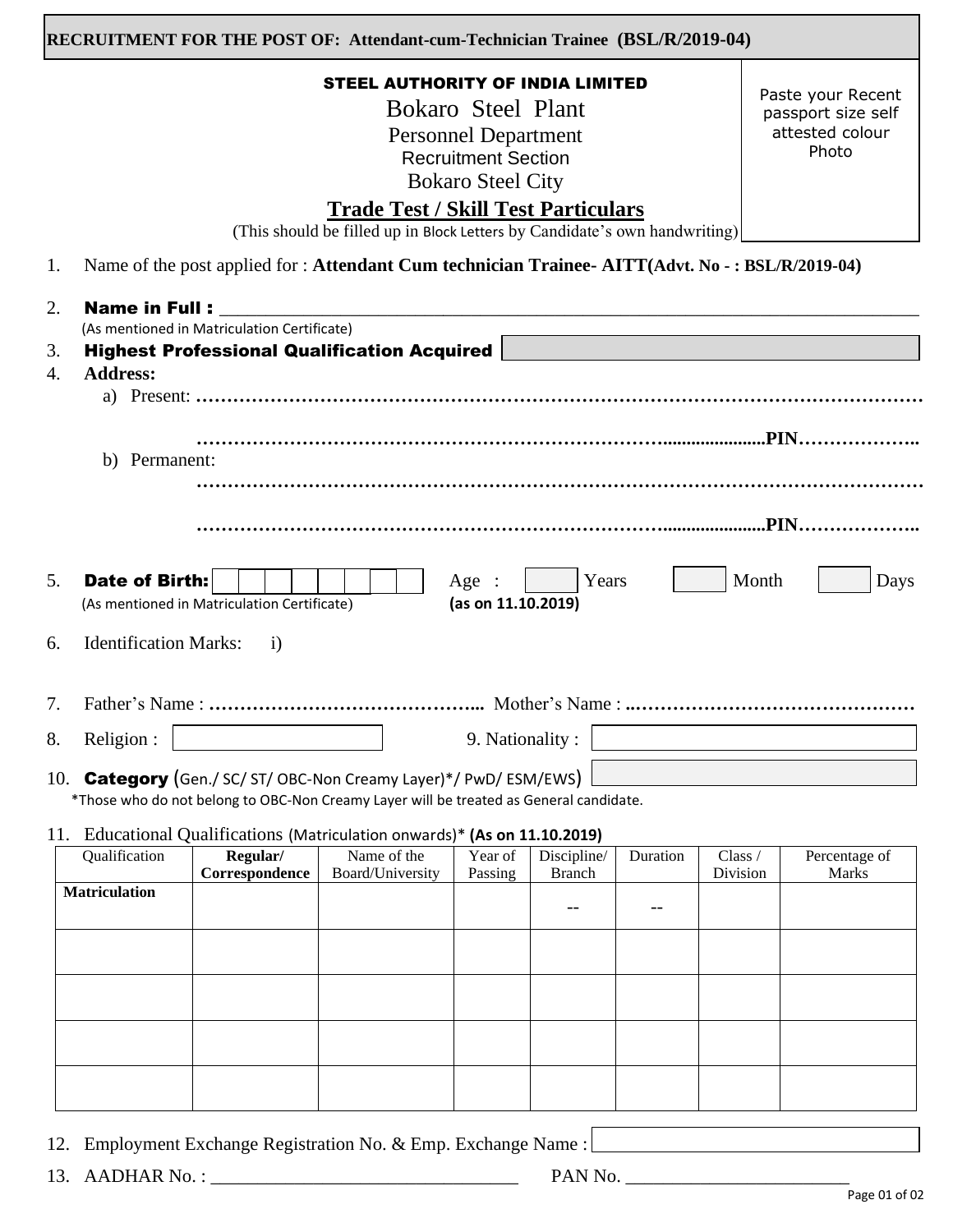**RECRUITMENT FOR THE POST OF: Attendant-cum-Technician Trainee (BSL/R/2019-04)**

**STEEL AUTHORITY OF INDIA LIMITED**

Bokaro Steel Plant

Personnel Department

Recruitment Section

Bokaro Steel City

Paste your Recent passport size self attested colour Photo

## Trade Test / Skill Test Particulars

(This should be filled up in Block Letters by Candidate's own handwriting)

1. Name of the post applied for : **Attendant Cum technician Trainee- AITT(Advt. No - : BSL/R/2019-04)**

2. **Name in Full :** ____________________________________________
   (As mentioned in Matriculation Certificate)

3. **Highest Professional Qualification Acquired** [ ]

4. **Address:**
   a) Present: ……………………………………………………………………………………
   ……………………………………………………………………………PIN………………..
   b) Permanent:
   ……………………………………………………………………………………
   ……………………………………………………………………………PIN………………..

5. **Date of Birth:** [ | | | | | | | ] Age : [ ] Years [ ] Month [ ] Days
   (As mentioned in Matriculation Certificate) **(as on 11.10.2019)**

6. Identification Marks: i)

7. Father's Name : ……………………………………... Mother's Name : ..………………………………………

8. Religion : [ ] 9. Nationality : [ ]

10. **Category** (Gen./ SC/ ST/ OBC-Non Creamy Layer)*/ PwD/ ESM/EWS) [ ]
    *Those who do not belong to OBC-Non Creamy Layer will be treated as General candidate.

11. Educational Qualifications (Matriculation onwards)* **(As on 11.10.2019)**

| Qualification | Regular/ Correspondence | Name of the Board/University | Year of Passing | Discipline/ Branch | Duration | Class / Division | Percentage of Marks |
|---|---|---|---|---|---|---|---|
| **Matriculation** | | | | -- | -- | | |
| | | | | | | | |
| | | | | | | | |
| | | | | | | | |
| | | | | | | | |

12. Employment Exchange Registration No. & Emp. Exchange Name : [ ]

13. AADHAR No. : ________________________ PAN No. ____________________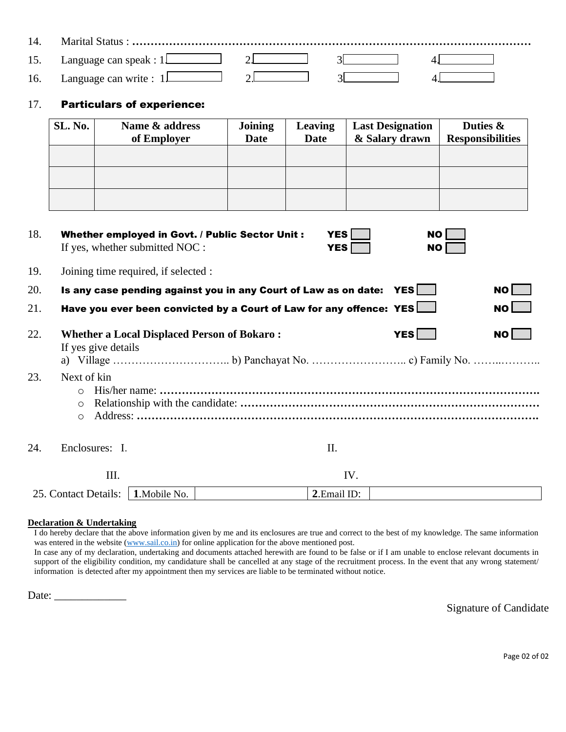14. Marital Status : …………………………………………………………………………………………

15. Language can speak : 1. ______ 2. ______ 3. ______ 4. ______

16. Language can write : 1. ______ 2. ______ 3. ______ 4. ______

17. **Particulars of experience:**

| SL. No. | Name & address of Employer | Joining Date | Leaving Date | Last Designation & Salary drawn | Duties & Responsibilities |
|---|---|---|---|---|---|
| | | | | | |
| | | | | | |
| | | | | | |

18. **Whether employed in Govt. / Public Sector Unit :** **YES** ☐ **NO** ☐
    If yes, whether submitted NOC : **YES** ☐ **NO** ☐

19. Joining time required, if selected :

20. **Is any case pending against you in any Court of Law as on date:** **YES** ☐ **NO** ☐

21. **Have you ever been convicted by a Court of Law for any offence:** **YES** ☐ **NO** ☐

22. **Whether a Local Displaced Person of Bokaro :** **YES** ☐ **NO** ☐
    If yes give details
    a) Village ………………………….. b) Panchayat No. …………………….. c) Family No. ……..………..

23. Next of kin
    - His/her name: ……………………………………………………………………………………….
    - Relationship with the candidate: ……………………………………………………………………
    - Address: ………………………………………………………………………………………………

24. Enclosures: I. II.

    III. IV.

25. Contact Details:

| **1.**Mobile No. | | **2.**Email ID: | |
|---|---|---|---|

**Declaration & Undertaking**

I do hereby declare that the above information given by me and its enclosures are true and correct to the best of my knowledge. The same information was entered in the website (www.sail.co.in) for online application for the above mentioned post.
In case any of my declaration, undertaking and documents attached herewith are found to be false or if I am unable to enclose relevant documents in support of the eligibility condition, my candidature shall be cancelled at any stage of the recruitment process. In the event that any wrong statement/ information is detected after my appointment then my services are liable to be terminated without notice.

Date: _____________

Signature of Candidate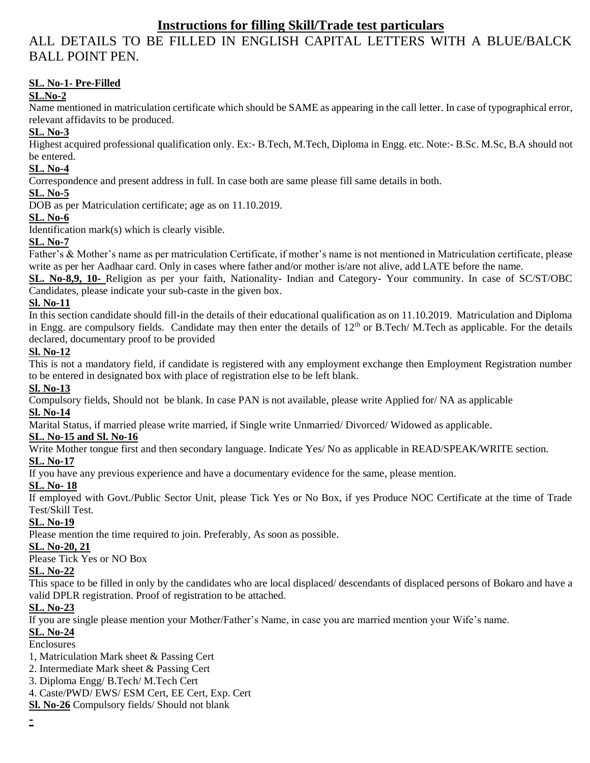# Instructions for filling Skill/Trade test particulars

ALL DETAILS TO BE FILLED IN ENGLISH CAPITAL LETTERS WITH A BLUE/BALCK BALL POINT PEN.

**SL. No-1- Pre-Filled**

**SL.No-2**

Name mentioned in matriculation certificate which should be SAME as appearing in the call letter. In case of typographical error, relevant affidavits to be produced.

**SL. No-3**

Highest acquired professional qualification only. Ex:- B.Tech, M.Tech, Diploma in Engg. etc. Note:- B.Sc. M.Sc, B.A should not be entered.

**SL. No-4**

Correspondence and present address in full. In case both are same please fill same details in both.

**SL. No-5**

DOB as per Matriculation certificate; age as on 11.10.2019.

**SL. No-6**

Identification mark(s) which is clearly visible.

**SL. No-7**

Father's & Mother's name as per matriculation Certificate, if mother's name is not mentioned in Matriculation certificate, please write as per her Aadhaar card. Only in cases where father and/or mother is/are not alive, add LATE before the name.

**SL. No-8,9, 10-** Religion as per your faith, Nationality- Indian and Category- Your community. In case of SC/ST/OBC Candidates, please indicate your sub-caste in the given box.

**Sl. No-11**

In this section candidate should fill-in the details of their educational qualification as on 11.10.2019. Matriculation and Diploma in Engg. are compulsory fields. Candidate may then enter the details of 12th or B.Tech/ M.Tech as applicable. For the details declared, documentary proof to be provided

**Sl. No-12**

This is not a mandatory field, if candidate is registered with any employment exchange then Employment Registration number to be entered in designated box with place of registration else to be left blank.

**Sl. No-13**

Compulsory fields, Should not be blank. In case PAN is not available, please write Applied for/ NA as applicable

**Sl. No-14**

Marital Status, if married please write married, if Single write Unmarried/ Divorced/ Widowed as applicable.

**SL. No-15 and Sl. No-16**

Write Mother tongue first and then secondary language. Indicate Yes/ No as applicable in READ/SPEAK/WRITE section.

**SL. No-17**

If you have any previous experience and have a documentary evidence for the same, please mention.

**SL. No- 18**

If employed with Govt./Public Sector Unit, please Tick Yes or No Box, if yes Produce NOC Certificate at the time of Trade Test/Skill Test.

**SL. No-19**

Please mention the time required to join. Preferably, As soon as possible.

**SL. No-20, 21**

Please Tick Yes or NO Box

**SL. No-22**

This space to be filled in only by the candidates who are local displaced/ descendants of displaced persons of Bokaro and have a valid DPLR registration. Proof of registration to be attached.

**SL. No-23**

If you are single please mention your Mother/Father's Name, in case you are married mention your Wife's name.

**SL. No-24**

Enclosures

1, Matriculation Mark sheet & Passing Cert

2. Intermediate Mark sheet & Passing Cert
3. Diploma Engg/ B.Tech/ M.Tech Cert
4. Caste/PWD/ EWS/ ESM Cert, EE Cert, Exp. Cert

**Sl. No-26** Compulsory fields/ Should not blank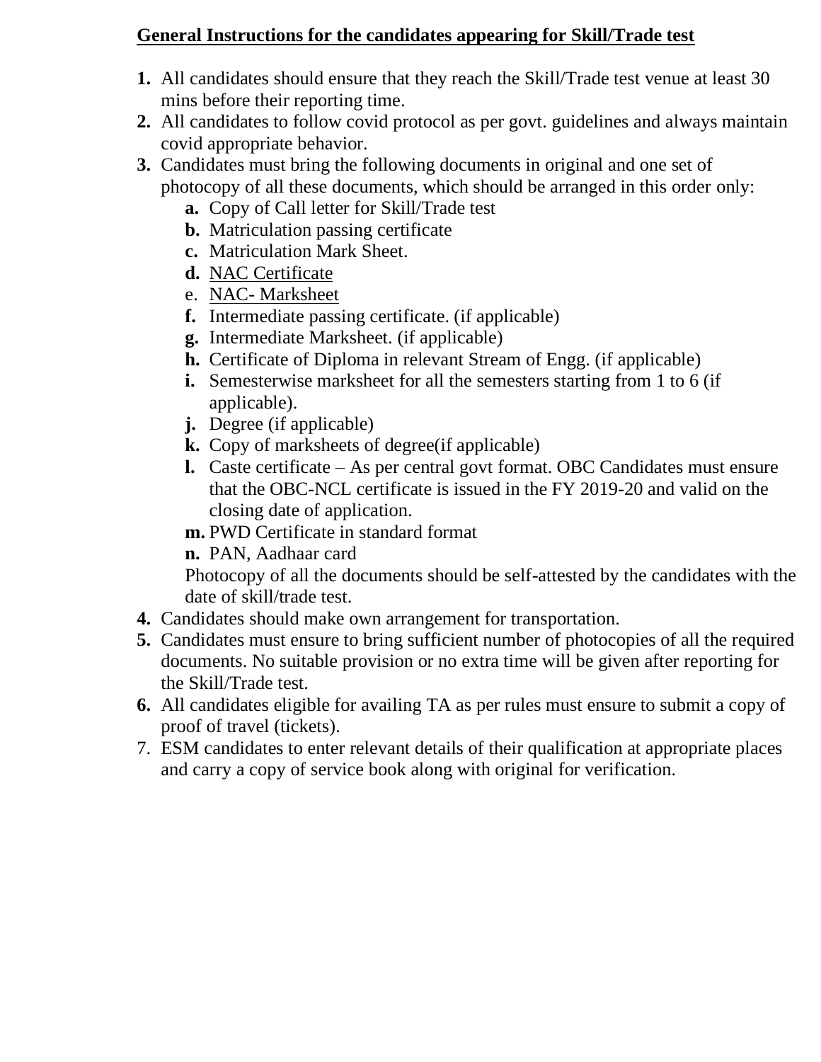## <u>General Instructions for the candidates appearing for Skill/Trade test</u>

1. All candidates should ensure that they reach the Skill/Trade test venue at least 30 mins before their reporting time.
2. All candidates to follow covid protocol as per govt. guidelines and always maintain covid appropriate behavior.
3. Candidates must bring the following documents in original and one set of photocopy of all these documents, which should be arranged in this order only:
   - **a.** Copy of Call letter for Skill/Trade test
   - **b.** Matriculation passing certificate
   - **c.** Matriculation Mark Sheet.
   - **d.** <u>NAC Certificate</u>
   - e. <u>NAC- Marksheet</u>
   - **f.** Intermediate passing certificate. (if applicable)
   - **g.** Intermediate Marksheet. (if applicable)
   - **h.** Certificate of Diploma in relevant Stream of Engg. (if applicable)
   - **i.** Semesterwise marksheet for all the semesters starting from 1 to 6 (if applicable).
   - **j.** Degree (if applicable)
   - **k.** Copy of marksheets of degree(if applicable)
   - **l.** Caste certificate – As per central govt format. OBC Candidates must ensure that the OBC-NCL certificate is issued in the FY 2019-20 and valid on the closing date of application.
   - **m.** PWD Certificate in standard format
   - **n.** PAN, Aadhaar card

   Photocopy of all the documents should be self-attested by the candidates with the date of skill/trade test.
4. Candidates should make own arrangement for transportation.
5. Candidates must ensure to bring sufficient number of photocopies of all the required documents. No suitable provision or no extra time will be given after reporting for the Skill/Trade test.
6. All candidates eligible for availing TA as per rules must ensure to submit a copy of proof of travel (tickets).
7. ESM candidates to enter relevant details of their qualification at appropriate places and carry a copy of service book along with original for verification.